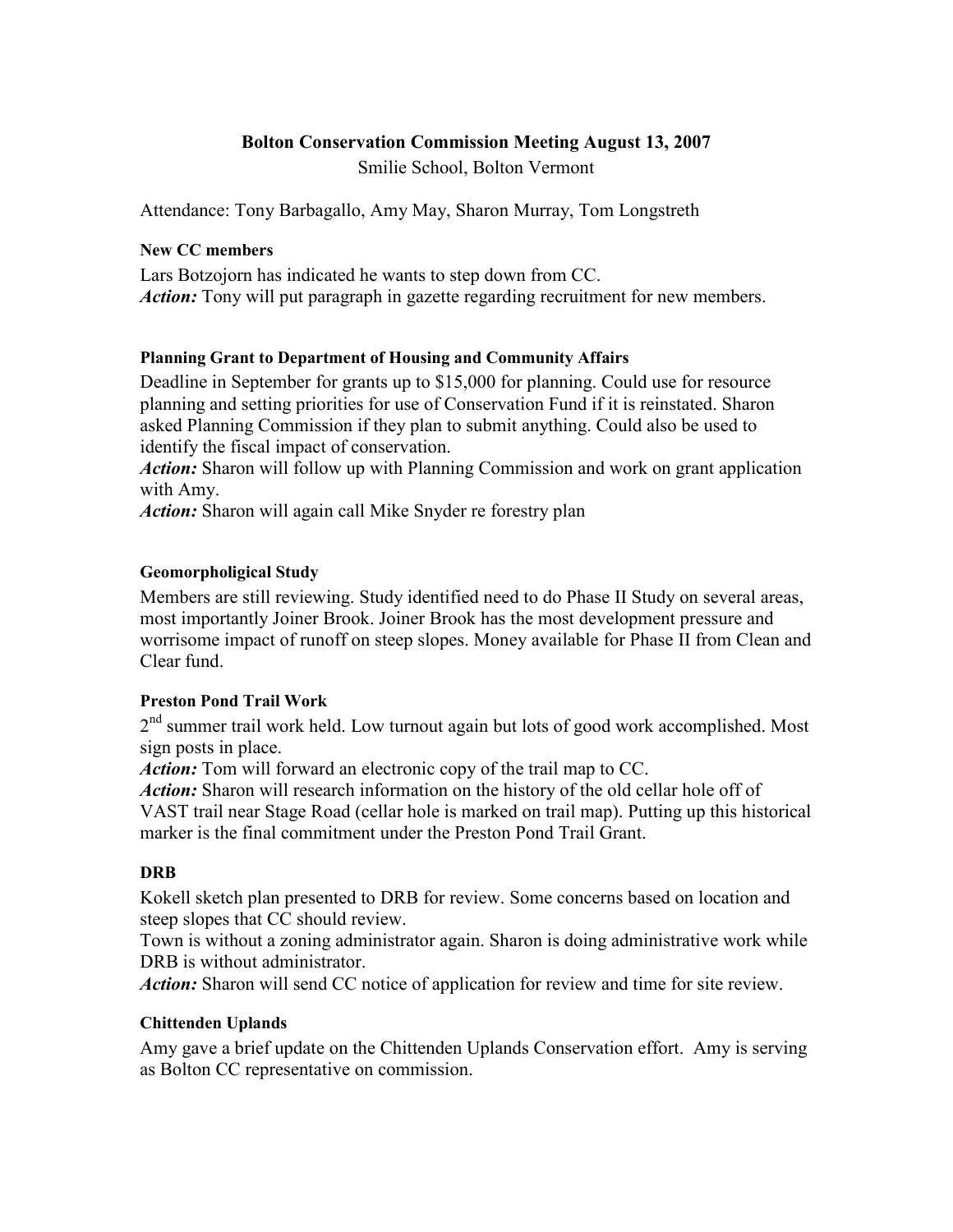# Bolton Conservation Commission Meeting August 13, 2007

Smilie School, Bolton Vermont

Attendance: Tony Barbagallo, Amy May, Sharon Murray, Tom Longstreth

### New CC members

Lars Botzojorn has indicated he wants to step down from CC.
***Action:*** Tony will put paragraph in gazette regarding recruitment for new members.

### Planning Grant to Department of Housing and Community Affairs

Deadline in September for grants up to $15,000 for planning. Could use for resource planning and setting priorities for use of Conservation Fund if it is reinstated. Sharon asked Planning Commission if they plan to submit anything. Could also be used to identify the fiscal impact of conservation.
***Action:*** Sharon will follow up with Planning Commission and work on grant application with Amy.
***Action:*** Sharon will again call Mike Snyder re forestry plan

### Geomorpholigical Study

Members are still reviewing. Study identified need to do Phase II Study on several areas, most importantly Joiner Brook. Joiner Brook has the most development pressure and worrisome impact of runoff on steep slopes. Money available for Phase II from Clean and Clear fund.

### Preston Pond Trail Work

2nd summer trail work held. Low turnout again but lots of good work accomplished. Most sign posts in place.
***Action:*** Tom will forward an electronic copy of the trail map to CC.
***Action:*** Sharon will research information on the history of the old cellar hole off of VAST trail near Stage Road (cellar hole is marked on trail map). Putting up this historical marker is the final commitment under the Preston Pond Trail Grant.

### DRB

Kokell sketch plan presented to DRB for review. Some concerns based on location and steep slopes that CC should review.
Town is without a zoning administrator again. Sharon is doing administrative work while DRB is without administrator.
***Action:*** Sharon will send CC notice of application for review and time for site review.

### Chittenden Uplands

Amy gave a brief update on the Chittenden Uplands Conservation effort. Amy is serving as Bolton CC representative on commission.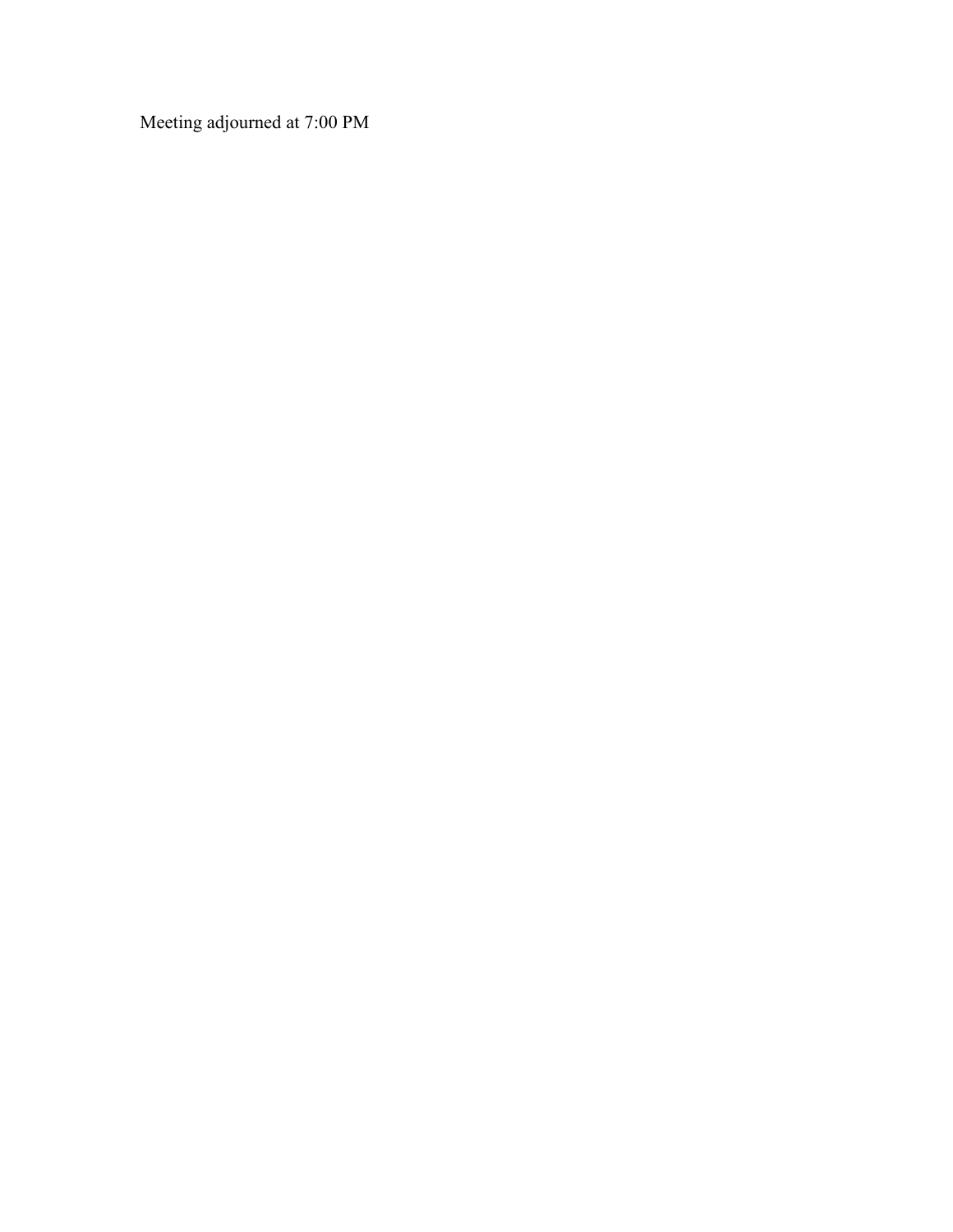Meeting adjourned at 7:00 PM